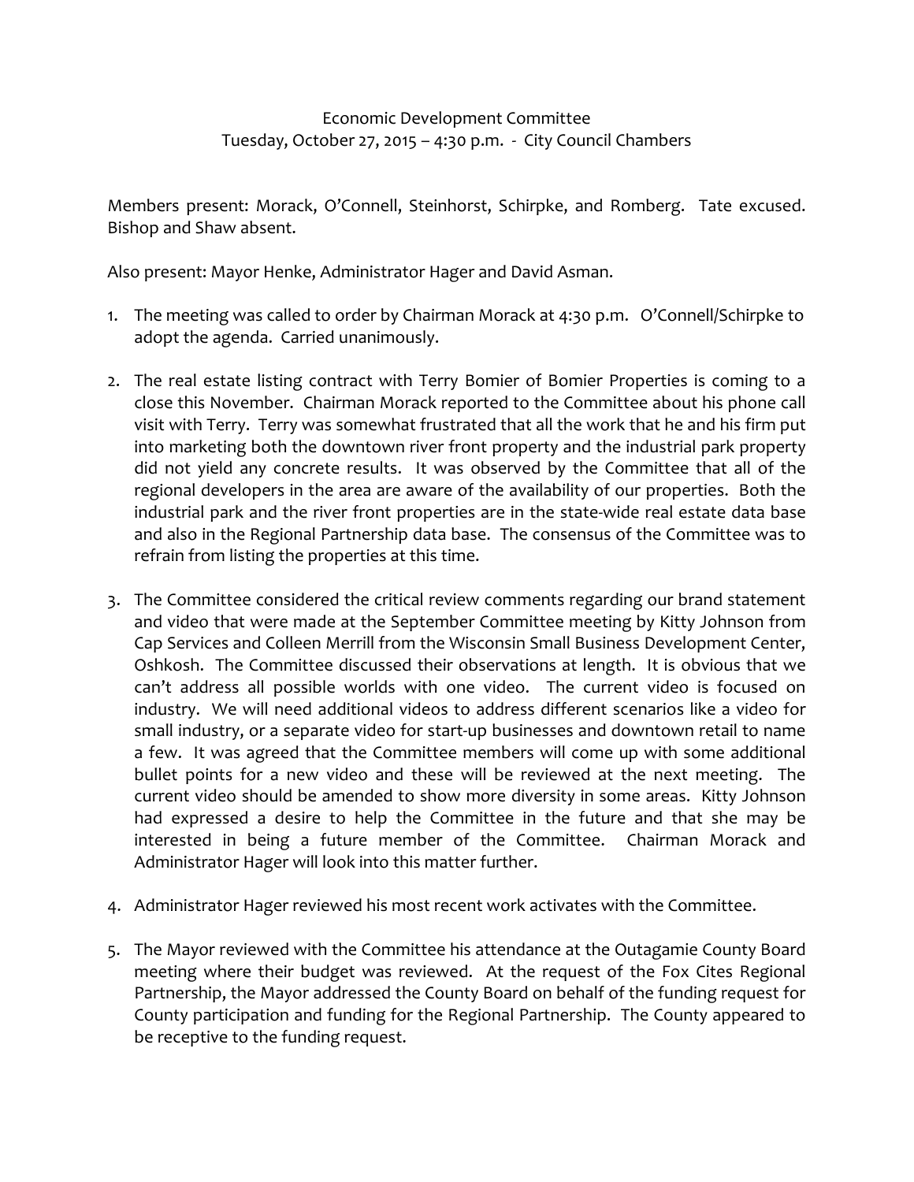Economic Development Committee
Tuesday, October 27, 2015 – 4:30 p.m. - City Council Chambers

Members present: Morack, O'Connell, Steinhorst, Schirpke, and Romberg. Tate excused. Bishop and Shaw absent.

Also present: Mayor Henke, Administrator Hager and David Asman.

1. The meeting was called to order by Chairman Morack at 4:30 p.m. O'Connell/Schirpke to adopt the agenda. Carried unanimously.

2. The real estate listing contract with Terry Bomier of Bomier Properties is coming to a close this November. Chairman Morack reported to the Committee about his phone call visit with Terry. Terry was somewhat frustrated that all the work that he and his firm put into marketing both the downtown river front property and the industrial park property did not yield any concrete results. It was observed by the Committee that all of the regional developers in the area are aware of the availability of our properties. Both the industrial park and the river front properties are in the state-wide real estate data base and also in the Regional Partnership data base. The consensus of the Committee was to refrain from listing the properties at this time.

3. The Committee considered the critical review comments regarding our brand statement and video that were made at the September Committee meeting by Kitty Johnson from Cap Services and Colleen Merrill from the Wisconsin Small Business Development Center, Oshkosh. The Committee discussed their observations at length. It is obvious that we can't address all possible worlds with one video. The current video is focused on industry. We will need additional videos to address different scenarios like a video for small industry, or a separate video for start-up businesses and downtown retail to name a few. It was agreed that the Committee members will come up with some additional bullet points for a new video and these will be reviewed at the next meeting. The current video should be amended to show more diversity in some areas. Kitty Johnson had expressed a desire to help the Committee in the future and that she may be interested in being a future member of the Committee. Chairman Morack and Administrator Hager will look into this matter further.

4. Administrator Hager reviewed his most recent work activates with the Committee.

5. The Mayor reviewed with the Committee his attendance at the Outagamie County Board meeting where their budget was reviewed. At the request of the Fox Cites Regional Partnership, the Mayor addressed the County Board on behalf of the funding request for County participation and funding for the Regional Partnership. The County appeared to be receptive to the funding request.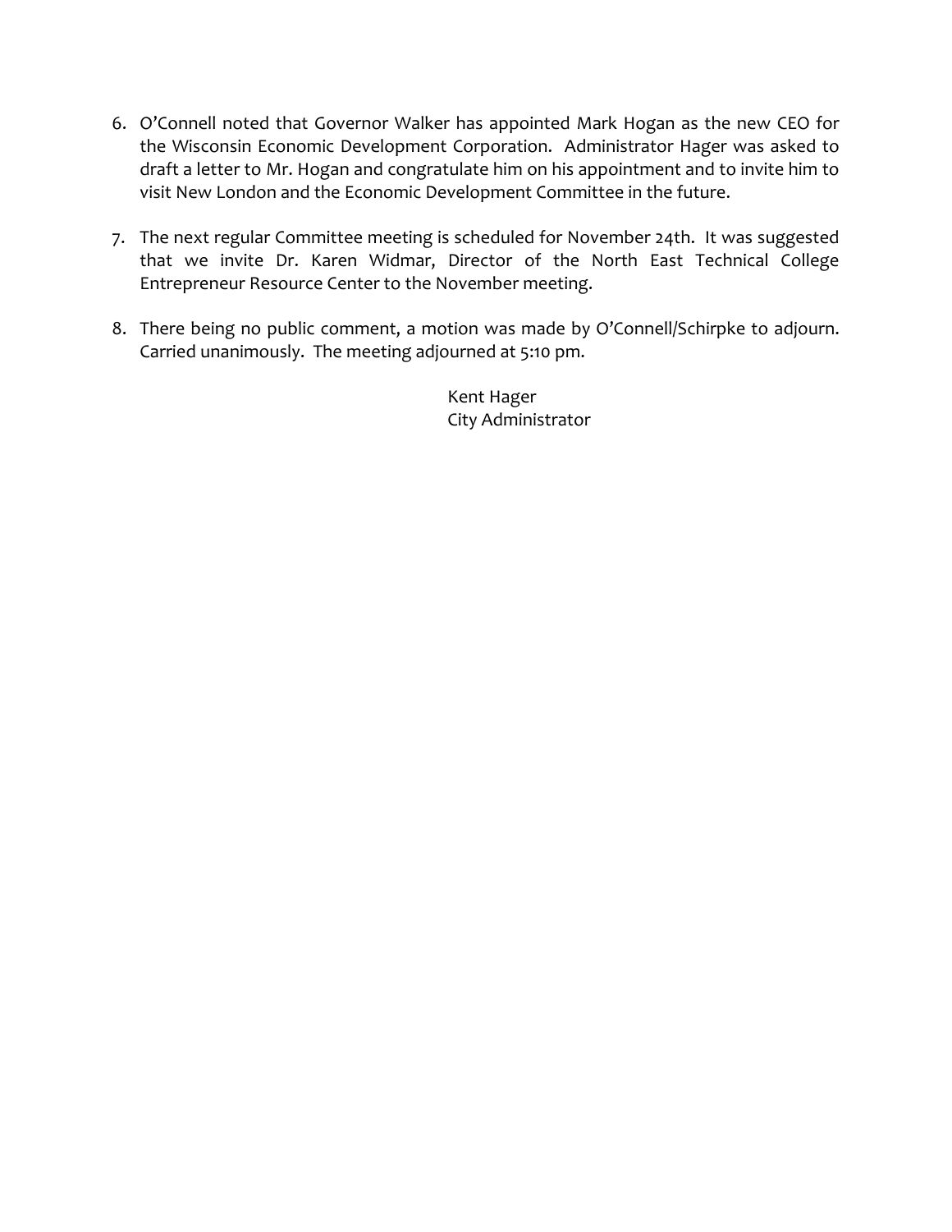6. O'Connell noted that Governor Walker has appointed Mark Hogan as the new CEO for the Wisconsin Economic Development Corporation. Administrator Hager was asked to draft a letter to Mr. Hogan and congratulate him on his appointment and to invite him to visit New London and the Economic Development Committee in the future.

7. The next regular Committee meeting is scheduled for November 24th. It was suggested that we invite Dr. Karen Widmar, Director of the North East Technical College Entrepreneur Resource Center to the November meeting.

8. There being no public comment, a motion was made by O'Connell/Schirpke to adjourn. Carried unanimously. The meeting adjourned at 5:10 pm.

Kent Hager
City Administrator